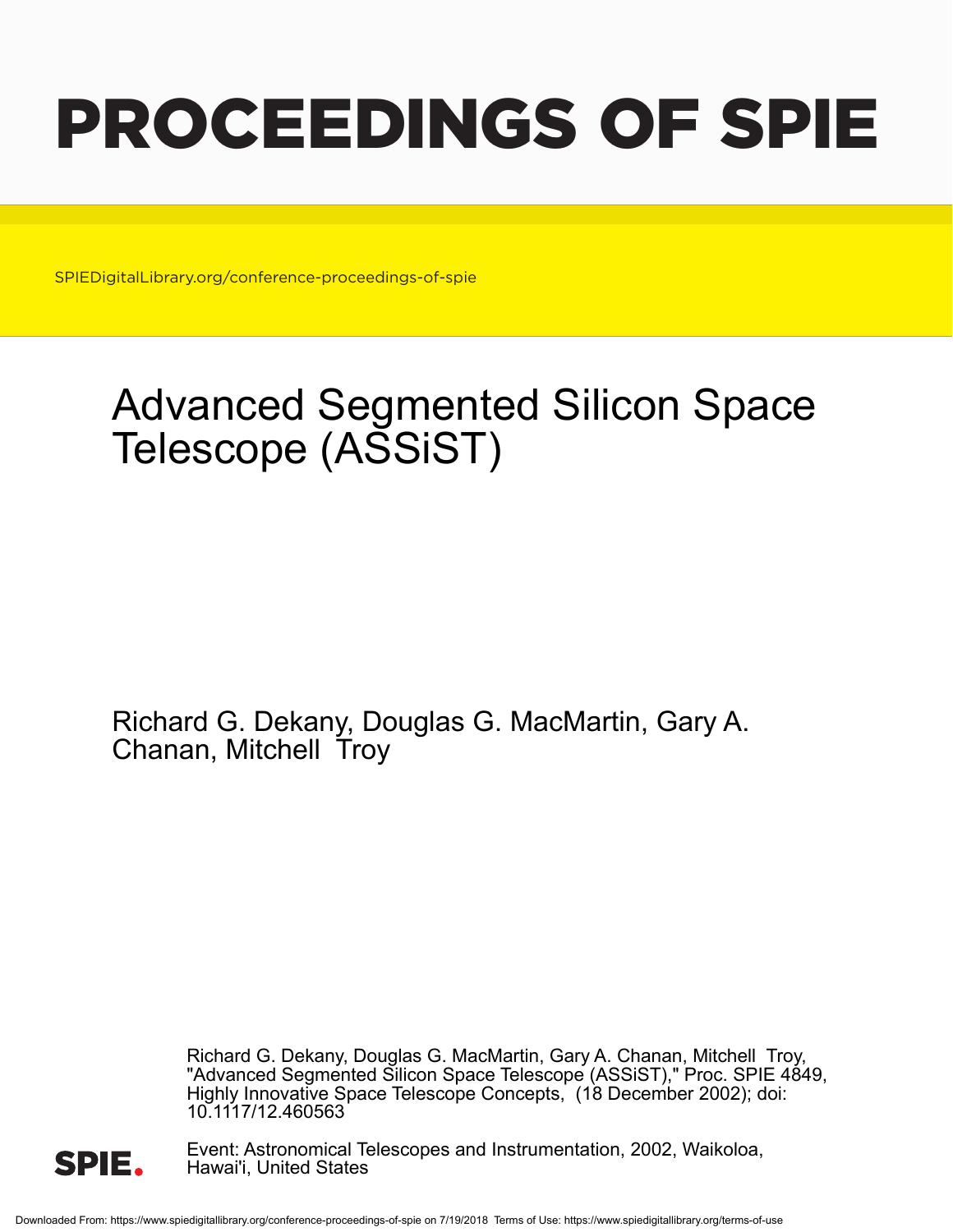# PROCEEDINGS OF SPIE

SPIEDigitalLibrary.org/conference-proceedings-of-spie

# Advanced Segmented Silicon Space Telescope (ASSiST)

Richard G. Dekany, Douglas G. MacMartin, Gary A. Chanan, Mitchell Troy

Richard G. Dekany, Douglas G. MacMartin, Gary A. Chanan, Mitchell Troy, "Advanced Segmented Silicon Space Telescope (ASSiST)," Proc. SPIE 4849, Highly Innovative Space Telescope Concepts, (18 December 2002); doi: 10.1117/12.460563

Event: Astronomical Telescopes and Instrumentation, 2002, Waikoloa, Hawai'i, United States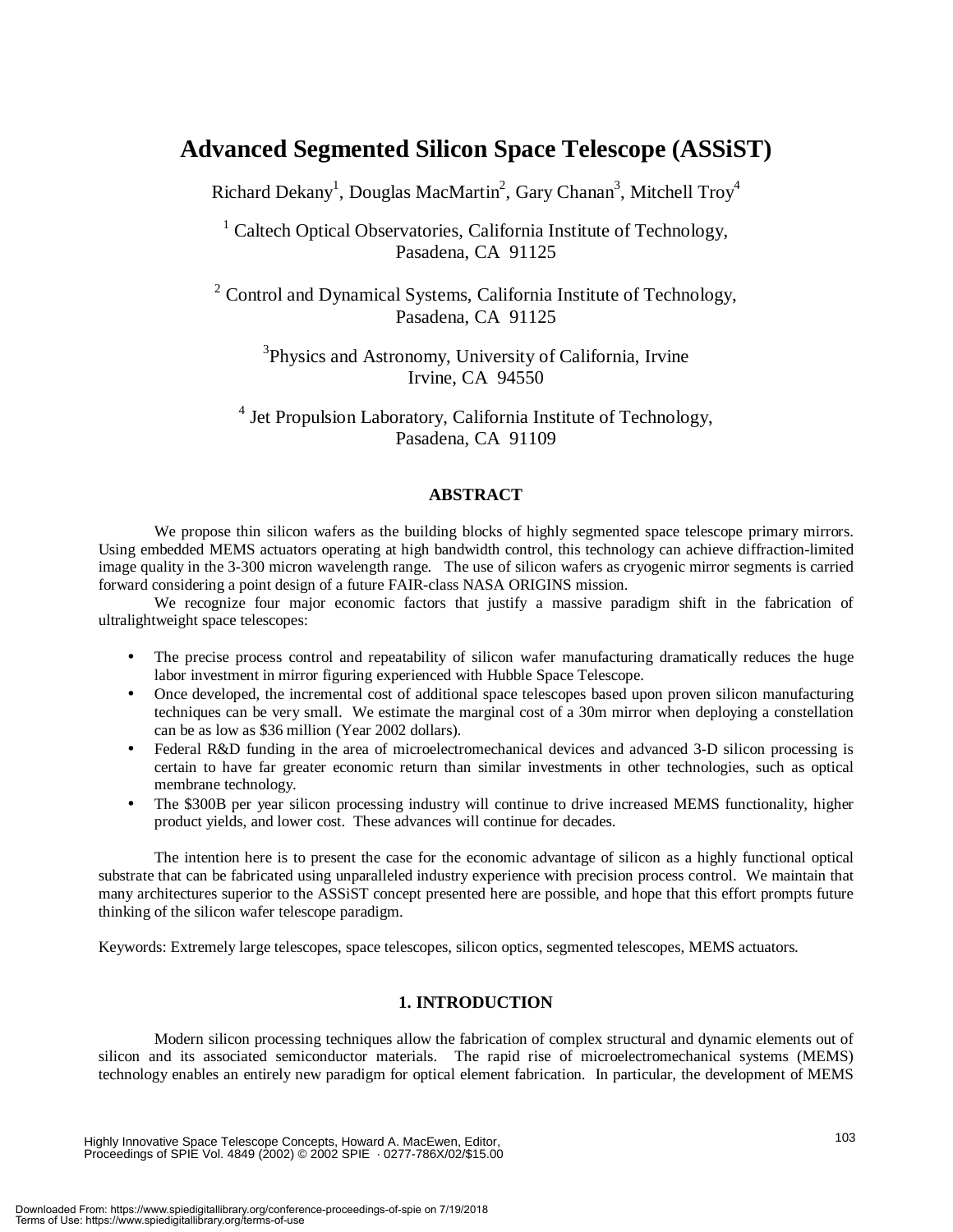# Advanced Segmented Silicon Space Telescope (ASSiST)

Richard Dekany[1], Douglas MacMartin[2], Gary Chanan[3], Mitchell Troy[4]

[1] Caltech Optical Observatories, California Institute of Technology, Pasadena, CA 91125

[2] Control and Dynamical Systems, California Institute of Technology, Pasadena, CA 91125

[3]Physics and Astronomy, University of California, Irvine Irvine, CA 94550

[4] Jet Propulsion Laboratory, California Institute of Technology, Pasadena, CA 91109

## ABSTRACT

We propose thin silicon wafers as the building blocks of highly segmented space telescope primary mirrors. Using embedded MEMS actuators operating at high bandwidth control, this technology can achieve diffraction-limited image quality in the 3-300 micron wavelength range. The use of silicon wafers as cryogenic mirror segments is carried forward considering a point design of a future FAIR-class NASA ORIGINS mission.

We recognize four major economic factors that justify a massive paradigm shift in the fabrication of ultralightweight space telescopes:

- The precise process control and repeatability of silicon wafer manufacturing dramatically reduces the huge labor investment in mirror figuring experienced with Hubble Space Telescope.
- Once developed, the incremental cost of additional space telescopes based upon proven silicon manufacturing techniques can be very small. We estimate the marginal cost of a 30m mirror when deploying a constellation can be as low as $36 million (Year 2002 dollars).
- Federal R&D funding in the area of microelectromechanical devices and advanced 3-D silicon processing is certain to have far greater economic return than similar investments in other technologies, such as optical membrane technology.
- The $300B per year silicon processing industry will continue to drive increased MEMS functionality, higher product yields, and lower cost. These advances will continue for decades.

The intention here is to present the case for the economic advantage of silicon as a highly functional optical substrate that can be fabricated using unparalleled industry experience with precision process control. We maintain that many architectures superior to the ASSiST concept presented here are possible, and hope that this effort prompts future thinking of the silicon wafer telescope paradigm.

Keywords: Extremely large telescopes, space telescopes, silicon optics, segmented telescopes, MEMS actuators.

## 1. INTRODUCTION

Modern silicon processing techniques allow the fabrication of complex structural and dynamic elements out of silicon and its associated semiconductor materials. The rapid rise of microelectromechanical systems (MEMS) technology enables an entirely new paradigm for optical element fabrication. In particular, the development of MEMS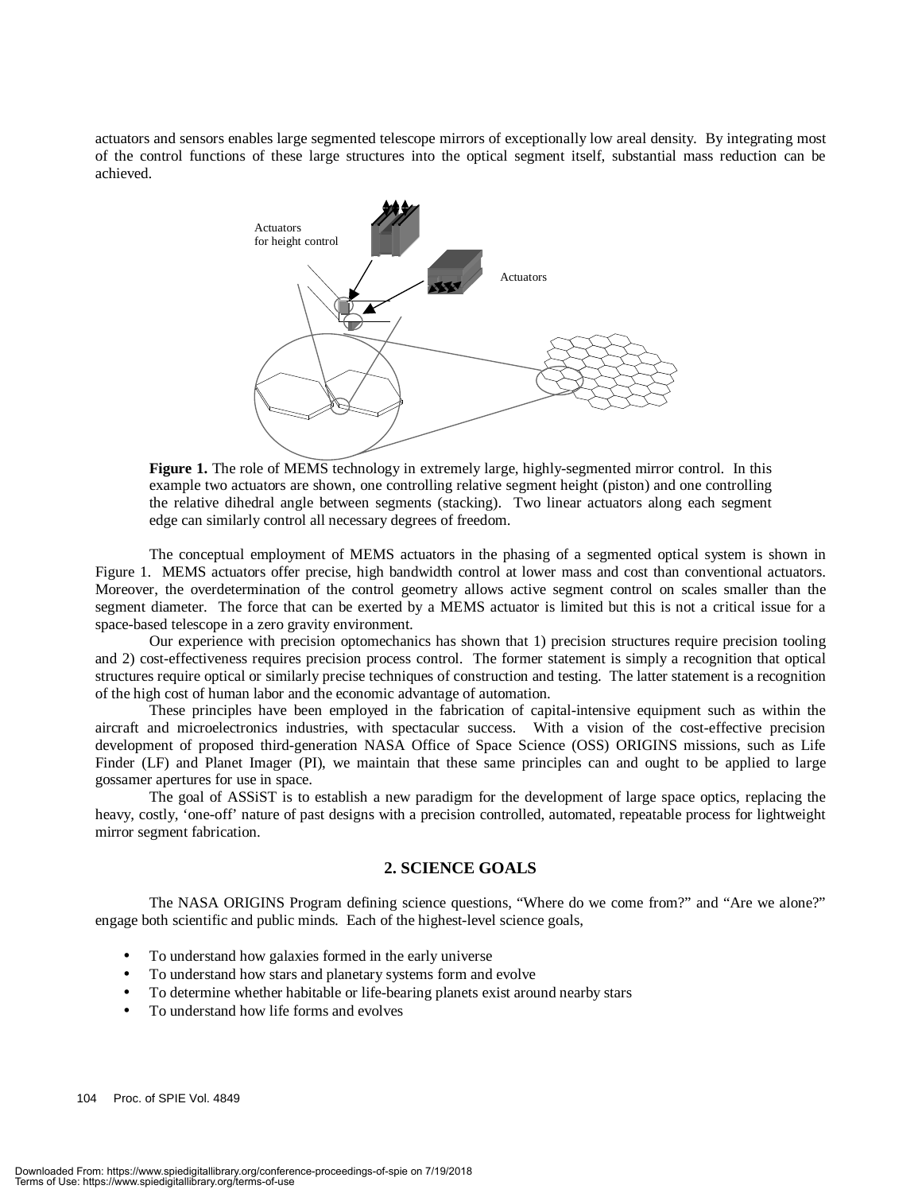actuators and sensors enables large segmented telescope mirrors of exceptionally low areal density. By integrating most of the control functions of these large structures into the optical segment itself, substantial mass reduction can be achieved.

Actuators
for height control

Actuators

**Figure 1.** The role of MEMS technology in extremely large, highly-segmented mirror control. In this example two actuators are shown, one controlling relative segment height (piston) and one controlling the relative dihedral angle between segments (stacking). Two linear actuators along each segment edge can similarly control all necessary degrees of freedom.

The conceptual employment of MEMS actuators in the phasing of a segmented optical system is shown in Figure 1. MEMS actuators offer precise, high bandwidth control at lower mass and cost than conventional actuators. Moreover, the overdetermination of the control geometry allows active segment control on scales smaller than the segment diameter. The force that can be exerted by a MEMS actuator is limited but this is not a critical issue for a space-based telescope in a zero gravity environment.

Our experience with precision optomechanics has shown that 1) precision structures require precision tooling and 2) cost-effectiveness requires precision process control. The former statement is simply a recognition that optical structures require optical or similarly precise techniques of construction and testing. The latter statement is a recognition of the high cost of human labor and the economic advantage of automation.

These principles have been employed in the fabrication of capital-intensive equipment such as within the aircraft and microelectronics industries, with spectacular success. With a vision of the cost-effective precision development of proposed third-generation NASA Office of Space Science (OSS) ORIGINS missions, such as Life Finder (LF) and Planet Imager (PI), we maintain that these same principles can and ought to be applied to large gossamer apertures for use in space.

The goal of ASSiST is to establish a new paradigm for the development of large space optics, replacing the heavy, costly, 'one-off' nature of past designs with a precision controlled, automated, repeatable process for lightweight mirror segment fabrication.

## 2. SCIENCE GOALS

The NASA ORIGINS Program defining science questions, "Where do we come from?" and "Are we alone?" engage both scientific and public minds. Each of the highest-level science goals,

- To understand how galaxies formed in the early universe
- To understand how stars and planetary systems form and evolve
- To determine whether habitable or life-bearing planets exist around nearby stars
- To understand how life forms and evolves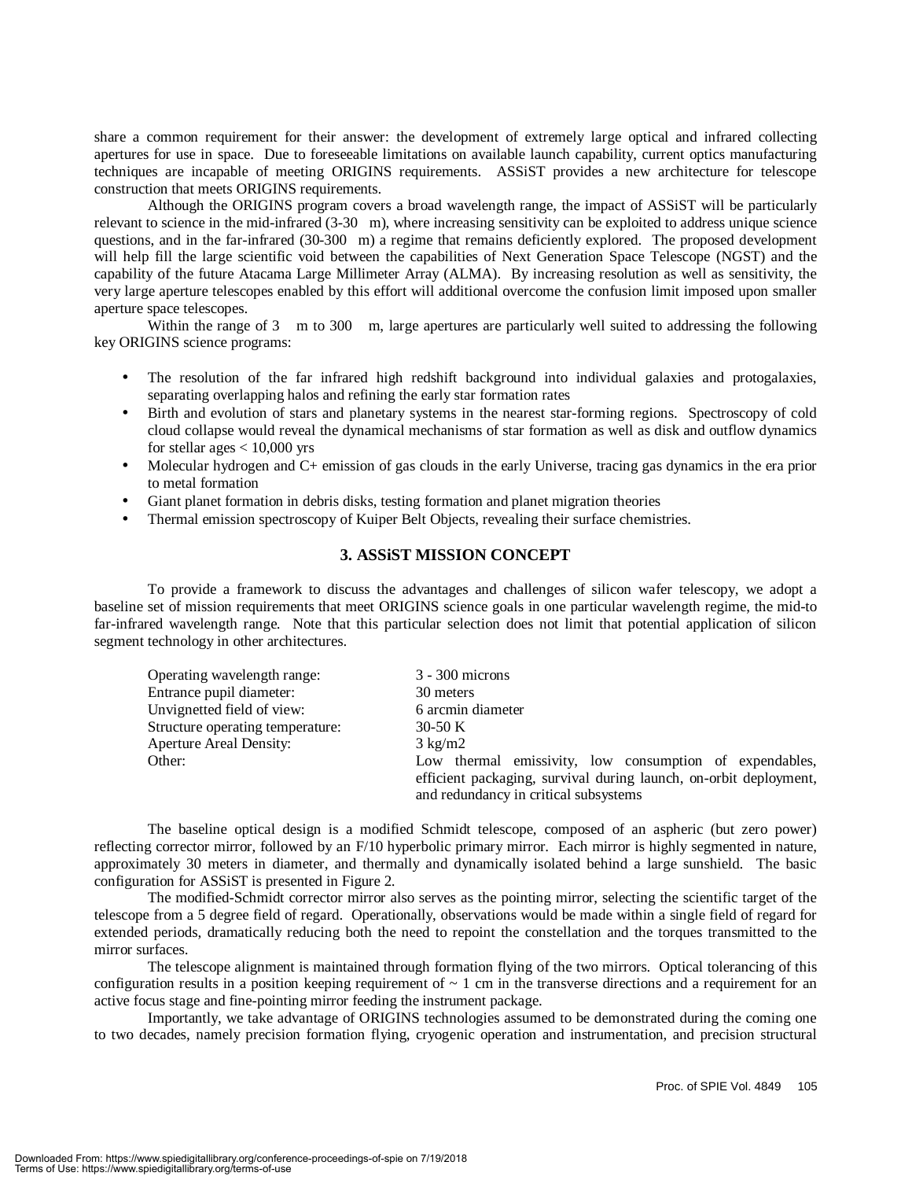share a common requirement for their answer: the development of extremely large optical and infrared collecting apertures for use in space. Due to foreseeable limitations on available launch capability, current optics manufacturing techniques are incapable of meeting ORIGINS requirements. ASSiST provides a new architecture for telescope construction that meets ORIGINS requirements.

Although the ORIGINS program covers a broad wavelength range, the impact of ASSiST will be particularly relevant to science in the mid-infrared (3-30 m), where increasing sensitivity can be exploited to address unique science questions, and in the far-infrared (30-300 m) a regime that remains deficiently explored. The proposed development will help fill the large scientific void between the capabilities of Next Generation Space Telescope (NGST) and the capability of the future Atacama Large Millimeter Array (ALMA). By increasing resolution as well as sensitivity, the very large aperture telescopes enabled by this effort will additional overcome the confusion limit imposed upon smaller aperture space telescopes.

Within the range of 3 m to 300 m, large apertures are particularly well suited to addressing the following key ORIGINS science programs:

- The resolution of the far infrared high redshift background into individual galaxies and protogalaxies, separating overlapping halos and refining the early star formation rates
- Birth and evolution of stars and planetary systems in the nearest star-forming regions. Spectroscopy of cold cloud collapse would reveal the dynamical mechanisms of star formation as well as disk and outflow dynamics for stellar ages < 10,000 yrs
- Molecular hydrogen and C+ emission of gas clouds in the early Universe, tracing gas dynamics in the era prior to metal formation
- Giant planet formation in debris disks, testing formation and planet migration theories
- Thermal emission spectroscopy of Kuiper Belt Objects, revealing their surface chemistries.

## 3. ASSiST MISSION CONCEPT

To provide a framework to discuss the advantages and challenges of silicon wafer telescopy, we adopt a baseline set of mission requirements that meet ORIGINS science goals in one particular wavelength regime, the mid-to far-infrared wavelength range. Note that this particular selection does not limit that potential application of silicon segment technology in other architectures.

| | |
|---|---|
| Operating wavelength range: | 3 - 300 microns |
| Entrance pupil diameter: | 30 meters |
| Unvignetted field of view: | 6 arcmin diameter |
| Structure operating temperature: | 30-50 K |
| Aperture Areal Density: | 3 kg/m2 |
| Other: | Low thermal emissivity, low consumption of expendables, efficient packaging, survival during launch, on-orbit deployment, and redundancy in critical subsystems |

The baseline optical design is a modified Schmidt telescope, composed of an aspheric (but zero power) reflecting corrector mirror, followed by an F/10 hyperbolic primary mirror. Each mirror is highly segmented in nature, approximately 30 meters in diameter, and thermally and dynamically isolated behind a large sunshield. The basic configuration for ASSiST is presented in Figure 2.

The modified-Schmidt corrector mirror also serves as the pointing mirror, selecting the scientific target of the telescope from a 5 degree field of regard. Operationally, observations would be made within a single field of regard for extended periods, dramatically reducing both the need to repoint the constellation and the torques transmitted to the mirror surfaces.

The telescope alignment is maintained through formation flying of the two mirrors. Optical tolerancing of this configuration results in a position keeping requirement of ~ 1 cm in the transverse directions and a requirement for an active focus stage and fine-pointing mirror feeding the instrument package.

Importantly, we take advantage of ORIGINS technologies assumed to be demonstrated during the coming one to two decades, namely precision formation flying, cryogenic operation and instrumentation, and precision structural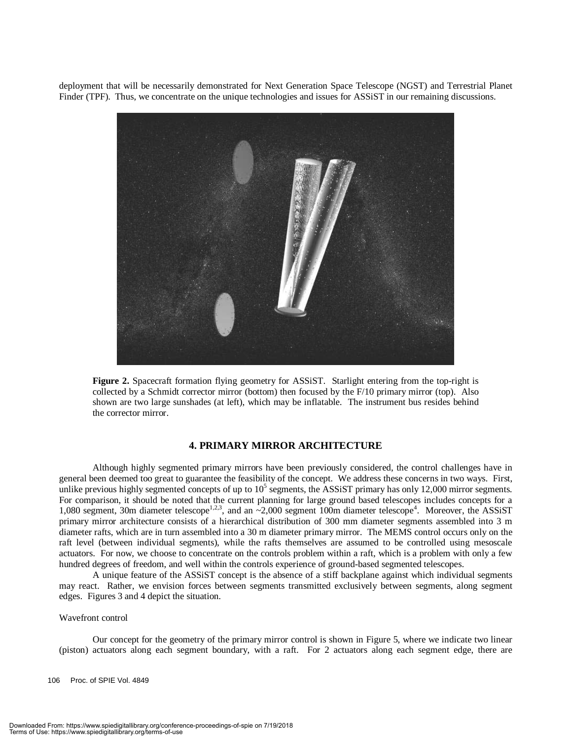deployment that will be necessarily demonstrated for Next Generation Space Telescope (NGST) and Terrestrial Planet Finder (TPF). Thus, we concentrate on the unique technologies and issues for ASSiST in our remaining discussions.

**Figure 2.** Spacecraft formation flying geometry for ASSiST. Starlight entering from the top-right is collected by a Schmidt corrector mirror (bottom) then focused by the F/10 primary mirror (top). Also shown are two large sunshades (at left), which may be inflatable. The instrument bus resides behind the corrector mirror.

## 4. PRIMARY MIRROR ARCHITECTURE

Although highly segmented primary mirrors have been previously considered, the control challenges have in general been deemed too great to guarantee the feasibility of the concept. We address these concerns in two ways. First, unlike previous highly segmented concepts of up to $10^5$ segments, the ASSiST primary has only 12,000 mirror segments. For comparison, it should be noted that the current planning for large ground based telescopes includes concepts for a 1,080 segment, 30m diameter telescope[1,2,3], and an ~2,000 segment 100m diameter telescope[4]. Moreover, the ASSiST primary mirror architecture consists of a hierarchical distribution of 300 mm diameter segments assembled into 3 m diameter rafts, which are in turn assembled into a 30 m diameter primary mirror. The MEMS control occurs only on the raft level (between individual segments), while the rafts themselves are assumed to be controlled using mesoscale actuators. For now, we choose to concentrate on the controls problem within a raft, which is a problem with only a few hundred degrees of freedom, and well within the controls experience of ground-based segmented telescopes.

A unique feature of the ASSiST concept is the absence of a stiff backplane against which individual segments may react. Rather, we envision forces between segments transmitted exclusively between segments, along segment edges. Figures 3 and 4 depict the situation.

Wavefront control

Our concept for the geometry of the primary mirror control is shown in Figure 5, where we indicate two linear (piston) actuators along each segment boundary, with a raft. For 2 actuators along each segment edge, there are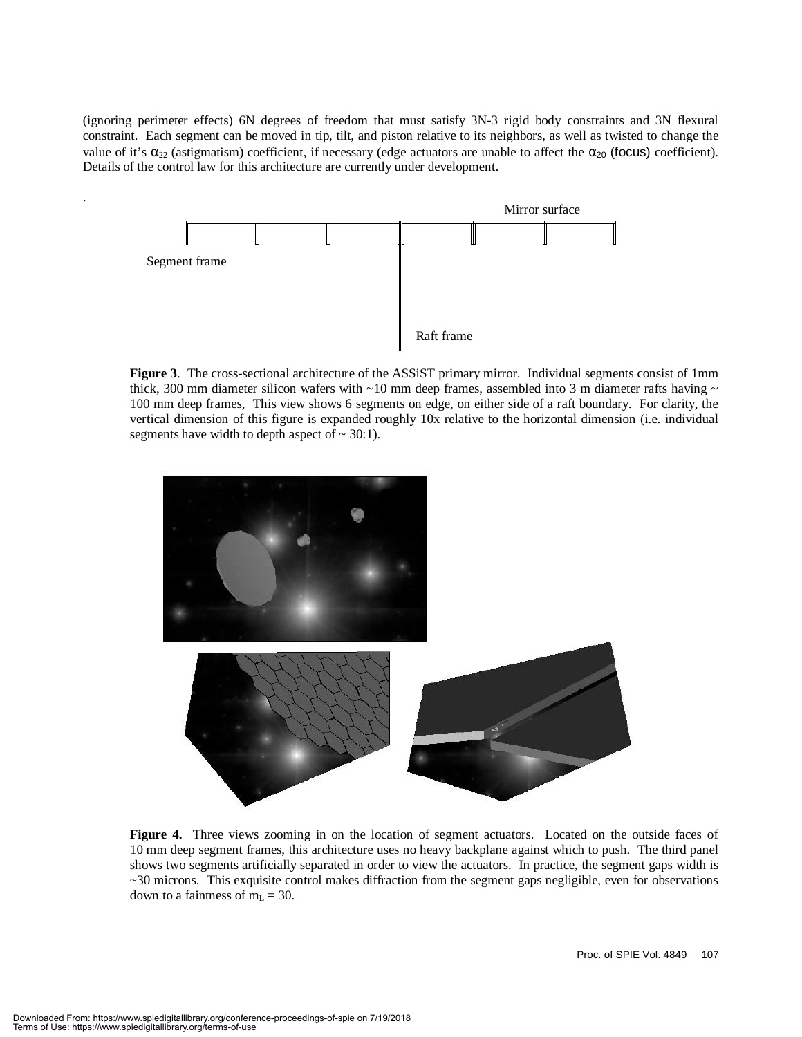(ignoring perimeter effects) 6N degrees of freedom that must satisfy 3N-3 rigid body constraints and 3N flexural constraint. Each segment can be moved in tip, tilt, and piston relative to its neighbors, as well as twisted to change the value of it's $\alpha_{22}$ (astigmatism) coefficient, if necessary (edge actuators are unable to affect the $\alpha_{20}$ (focus) coefficient). Details of the control law for this architecture are currently under development.

Mirror surface

Segment frame

Raft frame

**Figure 3**. The cross-sectional architecture of the ASSiST primary mirror. Individual segments consist of 1mm thick, 300 mm diameter silicon wafers with ~10 mm deep frames, assembled into 3 m diameter rafts having ~ 100 mm deep frames, This view shows 6 segments on edge, on either side of a raft boundary. For clarity, the vertical dimension of this figure is expanded roughly 10x relative to the horizontal dimension (i.e. individual segments have width to depth aspect of ~ 30:1).

**Figure 4.** Three views zooming in on the location of segment actuators. Located on the outside faces of 10 mm deep segment frames, this architecture uses no heavy backplane against which to push. The third panel shows two segments artificially separated in order to view the actuators. In practice, the segment gaps width is ~30 microns. This exquisite control makes diffraction from the segment gaps negligible, even for observations down to a faintness of $m_L = 30$.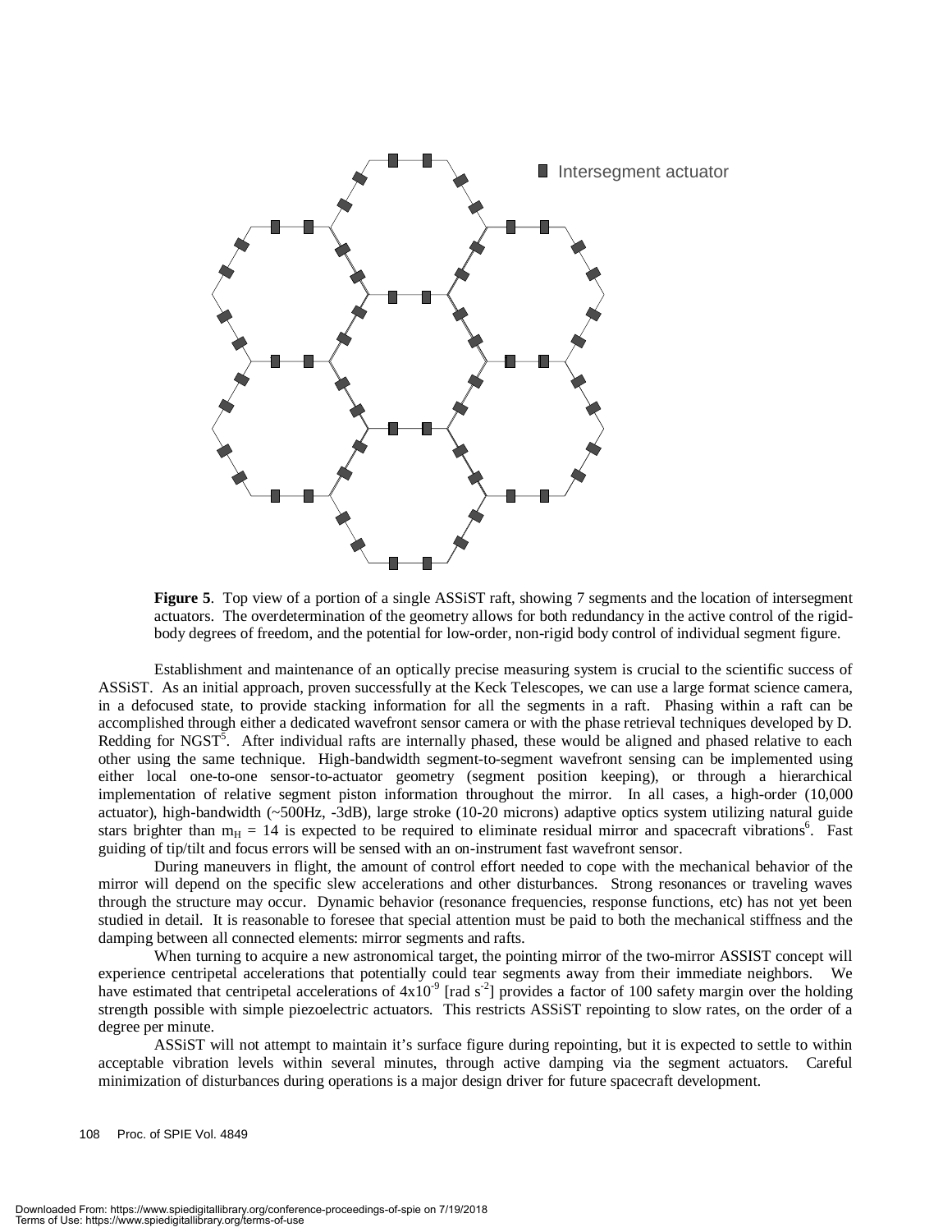Intersegment actuator

**Figure 5**. Top view of a portion of a single ASSiST raft, showing 7 segments and the location of intersegment actuators. The overdetermination of the geometry allows for both redundancy in the active control of the rigid-body degrees of freedom, and the potential for low-order, non-rigid body control of individual segment figure.

Establishment and maintenance of an optically precise measuring system is crucial to the scientific success of ASSiST. As an initial approach, proven successfully at the Keck Telescopes, we can use a large format science camera, in a defocused state, to provide stacking information for all the segments in a raft. Phasing within a raft can be accomplished through either a dedicated wavefront sensor camera or with the phase retrieval techniques developed by D. Redding for NGST[5]. After individual rafts are internally phased, these would be aligned and phased relative to each other using the same technique. High-bandwidth segment-to-segment wavefront sensing can be implemented using either local one-to-one sensor-to-actuator geometry (segment position keeping), or through a hierarchical implementation of relative segment piston information throughout the mirror. In all cases, a high-order (10,000 actuator), high-bandwidth (~500Hz, -3dB), large stroke (10-20 microns) adaptive optics system utilizing natural guide stars brighter than $m_H$ = 14 is expected to be required to eliminate residual mirror and spacecraft vibrations[6]. Fast guiding of tip/tilt and focus errors will be sensed with an on-instrument fast wavefront sensor.

During maneuvers in flight, the amount of control effort needed to cope with the mechanical behavior of the mirror will depend on the specific slew accelerations and other disturbances. Strong resonances or traveling waves through the structure may occur. Dynamic behavior (resonance frequencies, response functions, etc) has not yet been studied in detail. It is reasonable to foresee that special attention must be paid to both the mechanical stiffness and the damping between all connected elements: mirror segments and rafts.

When turning to acquire a new astronomical target, the pointing mirror of the two-mirror ASSIST concept will experience centripetal accelerations that potentially could tear segments away from their immediate neighbors. We have estimated that centripetal accelerations of $4 \times 10^{-9}$ [rad $s^{-2}$] provides a factor of 100 safety margin over the holding strength possible with simple piezoelectric actuators. This restricts ASSiST repointing to slow rates, on the order of a degree per minute.

ASSiST will not attempt to maintain it's surface figure during repointing, but it is expected to settle to within acceptable vibration levels within several minutes, through active damping via the segment actuators. Careful minimization of disturbances during operations is a major design driver for future spacecraft development.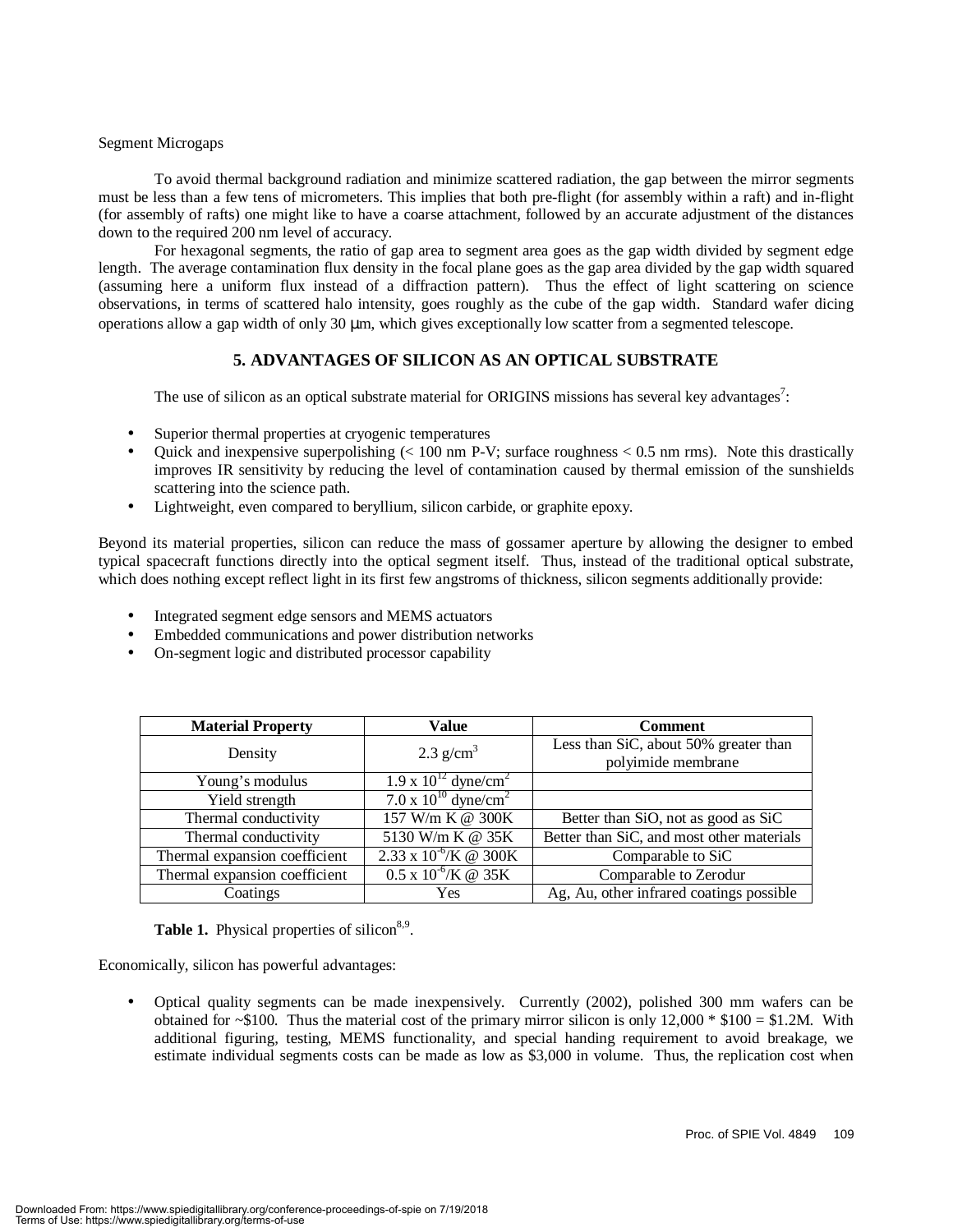Segment Microgaps

To avoid thermal background radiation and minimize scattered radiation, the gap between the mirror segments must be less than a few tens of micrometers. This implies that both pre-flight (for assembly within a raft) and in-flight (for assembly of rafts) one might like to have a coarse attachment, followed by an accurate adjustment of the distances down to the required 200 nm level of accuracy.

For hexagonal segments, the ratio of gap area to segment area goes as the gap width divided by segment edge length. The average contamination flux density in the focal plane goes as the gap area divided by the gap width squared (assuming here a uniform flux instead of a diffraction pattern). Thus the effect of light scattering on science observations, in terms of scattered halo intensity, goes roughly as the cube of the gap width. Standard wafer dicing operations allow a gap width of only 30 μm, which gives exceptionally low scatter from a segmented telescope.

## 5. ADVANTAGES OF SILICON AS AN OPTICAL SUBSTRATE

The use of silicon as an optical substrate material for ORIGINS missions has several key advantages[7]:

- Superior thermal properties at cryogenic temperatures
- Quick and inexpensive superpolishing (< 100 nm P-V; surface roughness < 0.5 nm rms). Note this drastically improves IR sensitivity by reducing the level of contamination caused by thermal emission of the sunshields scattering into the science path.
- Lightweight, even compared to beryllium, silicon carbide, or graphite epoxy.

Beyond its material properties, silicon can reduce the mass of gossamer aperture by allowing the designer to embed typical spacecraft functions directly into the optical segment itself. Thus, instead of the traditional optical substrate, which does nothing except reflect light in its first few angstroms of thickness, silicon segments additionally provide:

- Integrated segment edge sensors and MEMS actuators
- Embedded communications and power distribution networks
- On-segment logic and distributed processor capability

| Material Property | Value | Comment |
|---|---|---|
| Density | 2.3 g/cm$^3$ | Less than SiC, about 50% greater than polyimide membrane |
| Young's modulus | $1.9 \times 10^{12}$ dyne/cm$^2$ | |
| Yield strength | $7.0 \times 10^{10}$ dyne/cm$^2$ | |
| Thermal conductivity | 157 W/m K @ 300K | Better than SiO, not as good as SiC |
| Thermal conductivity | 5130 W/m K @ 35K | Better than SiC, and most other materials |
| Thermal expansion coefficient | $2.33 \times 10^{-6}$/K @ 300K | Comparable to SiC |
| Thermal expansion coefficient | $0.5 \times 10^{-6}$/K @ 35K | Comparable to Zerodur |
| Coatings | Yes | Ag, Au, other infrared coatings possible |

**Table 1.** Physical properties of silicon[8,9].

Economically, silicon has powerful advantages:

- Optical quality segments can be made inexpensively. Currently (2002), polished 300 mm wafers can be obtained for ~$100. Thus the material cost of the primary mirror silicon is only 12,000 * $100 = $1.2M. With additional figuring, testing, MEMS functionality, and special handing requirement to avoid breakage, we estimate individual segments costs can be made as low as $3,000 in volume. Thus, the replication cost when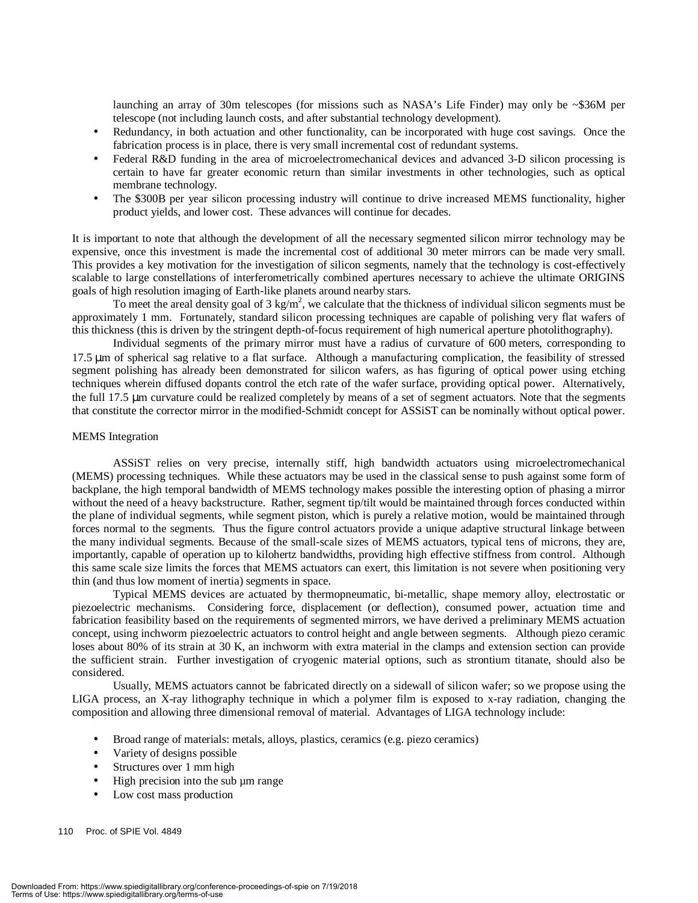launching an array of 30m telescopes (for missions such as NASA's Life Finder) may only be ~$36M per telescope (not including launch costs, and after substantial technology development).

- Redundancy, in both actuation and other functionality, can be incorporated with huge cost savings. Once the fabrication process is in place, there is very small incremental cost of redundant systems.
- Federal R&D funding in the area of microelectromechanical devices and advanced 3-D silicon processing is certain to have far greater economic return than similar investments in other technologies, such as optical membrane technology.
- The $300B per year silicon processing industry will continue to drive increased MEMS functionality, higher product yields, and lower cost. These advances will continue for decades.

It is important to note that although the development of all the necessary segmented silicon mirror technology may be expensive, once this investment is made the incremental cost of additional 30 meter mirrors can be made very small. This provides a key motivation for the investigation of silicon segments, namely that the technology is cost-effectively scalable to large constellations of interferometrically combined apertures necessary to achieve the ultimate ORIGINS goals of high resolution imaging of Earth-like planets around nearby stars.

To meet the areal density goal of 3 $kg/m^2$, we calculate that the thickness of individual silicon segments must be approximately 1 mm. Fortunately, standard silicon processing techniques are capable of polishing very flat wafers of this thickness (this is driven by the stringent depth-of-focus requirement of high numerical aperture photolithography).

Individual segments of the primary mirror must have a radius of curvature of 600 meters, corresponding to 17.5 μm of spherical sag relative to a flat surface. Although a manufacturing complication, the feasibility of stressed segment polishing has already been demonstrated for silicon wafers, as has figuring of optical power using etching techniques wherein diffused dopants control the etch rate of the wafer surface, providing optical power. Alternatively, the full 17.5 μm curvature could be realized completely by means of a set of segment actuators. Note that the segments that constitute the corrector mirror in the modified-Schmidt concept for ASSiST can be nominally without optical power.

## MEMS Integration

ASSiST relies on very precise, internally stiff, high bandwidth actuators using microelectromechanical (MEMS) processing techniques. While these actuators may be used in the classical sense to push against some form of backplane, the high temporal bandwidth of MEMS technology makes possible the interesting option of phasing a mirror without the need of a heavy backstructure. Rather, segment tip/tilt would be maintained through forces conducted within the plane of individual segments, while segment piston, which is purely a relative motion, would be maintained through forces normal to the segments. Thus the figure control actuators provide a unique adaptive structural linkage between the many individual segments. Because of the small-scale sizes of MEMS actuators, typical tens of microns, they are, importantly, capable of operation up to kilohertz bandwidths, providing high effective stiffness from control. Although this same scale size limits the forces that MEMS actuators can exert, this limitation is not severe when positioning very thin (and thus low moment of inertia) segments in space.

Typical MEMS devices are actuated by thermopneumatic, bi-metallic, shape memory alloy, electrostatic or piezoelectric mechanisms. Considering force, displacement (or deflection), consumed power, actuation time and fabrication feasibility based on the requirements of segmented mirrors, we have derived a preliminary MEMS actuation concept, using inchworm piezoelectric actuators to control height and angle between segments. Although piezo ceramic loses about 80% of its strain at 30 K, an inchworm with extra material in the clamps and extension section can provide the sufficient strain. Further investigation of cryogenic material options, such as strontium titanate, should also be considered.

Usually, MEMS actuators cannot be fabricated directly on a sidewall of silicon wafer; so we propose using the LIGA process, an X-ray lithography technique in which a polymer film is exposed to x-ray radiation, changing the composition and allowing three dimensional removal of material. Advantages of LIGA technology include:

- Broad range of materials: metals, alloys, plastics, ceramics (e.g. piezo ceramics)
- Variety of designs possible
- Structures over 1 mm high
- High precision into the sub μm range
- Low cost mass production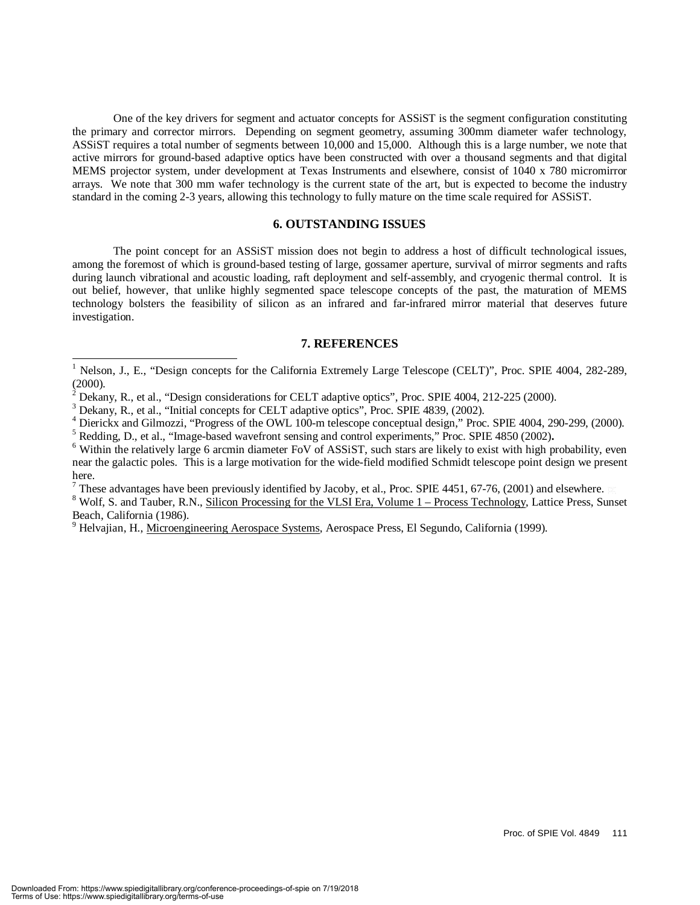One of the key drivers for segment and actuator concepts for ASSiST is the segment configuration constituting the primary and corrector mirrors. Depending on segment geometry, assuming 300mm diameter wafer technology, ASSiST requires a total number of segments between 10,000 and 15,000. Although this is a large number, we note that active mirrors for ground-based adaptive optics have been constructed with over a thousand segments and that digital MEMS projector system, under development at Texas Instruments and elsewhere, consist of 1040 x 780 micromirror arrays. We note that 300 mm wafer technology is the current state of the art, but is expected to become the industry standard in the coming 2-3 years, allowing this technology to fully mature on the time scale required for ASSiST.

## 6. OUTSTANDING ISSUES

The point concept for an ASSiST mission does not begin to address a host of difficult technological issues, among the foremost of which is ground-based testing of large, gossamer aperture, survival of mirror segments and rafts during launch vibrational and acoustic loading, raft deployment and self-assembly, and cryogenic thermal control. It is out belief, however, that unlike highly segmented space telescope concepts of the past, the maturation of MEMS technology bolsters the feasibility of silicon as an infrared and far-infrared mirror material that deserves future investigation.

## 7. REFERENCES

[1] Nelson, J., E., "Design concepts for the California Extremely Large Telescope (CELT)", Proc. SPIE 4004, 282-289, (2000).

[2] Dekany, R., et al., "Design considerations for CELT adaptive optics", Proc. SPIE 4004, 212-225 (2000).

[3] Dekany, R., et al., "Initial concepts for CELT adaptive optics", Proc. SPIE 4839, (2002).

[4] Dierickx and Gilmozzi, "Progress of the OWL 100-m telescope conceptual design," Proc. SPIE 4004, 290-299, (2000).

[5] Redding, D., et al., "Image-based wavefront sensing and control experiments," Proc. SPIE 4850 (2002).

[6] Within the relatively large 6 arcmin diameter FoV of ASSiST, such stars are likely to exist with high probability, even near the galactic poles. This is a large motivation for the wide-field modified Schmidt telescope point design we present here.

[7] These advantages have been previously identified by Jacoby, et al., Proc. SPIE 4451, 67-76, (2001) and elsewhere.

[8] Wolf, S. and Tauber, R.N., Silicon Processing for the VLSI Era, Volume 1 – Process Technology, Lattice Press, Sunset Beach, California (1986).

[9] Helvajian, H., Microengineering Aerospace Systems, Aerospace Press, El Segundo, California (1999).